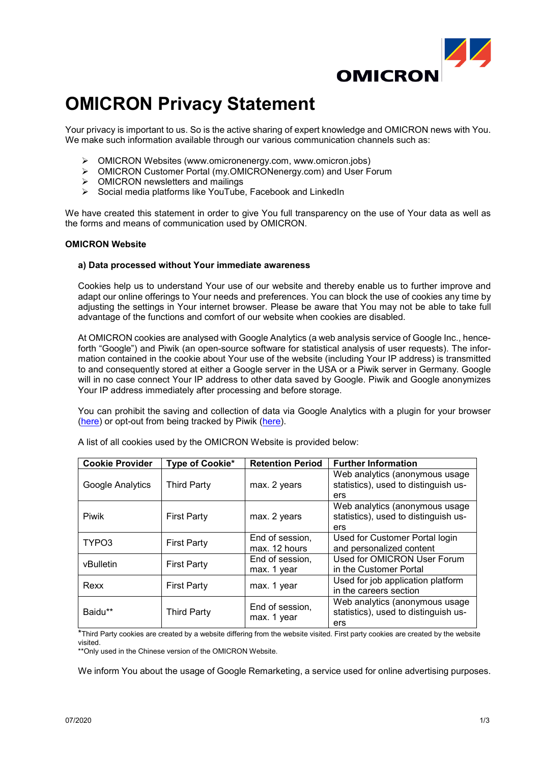# OMICRON Privacy Statement

Your privacy is important to us. So is the active sharing of expert knowledge and OMICRON news with You. We make such information available through our various communication channels such as:

- OMICRON Websites (www.omicronenergy.com, www.omicron.jobs)
- OMICRON Customer Portal (my.OMICRONenergy.com) and User Forum
- OMICRON newsletters and mailings
- Social media platforms like YouTube, Facebook and LinkedIn

We have created this statement in order to give You full transparency on the use of Your data as well as the forms and means of communication used by OMICRON.

**OMICRON Website**

**a) Data processed without Your immediate awareness**

Cookies help us to understand Your use of our website and thereby enable us to further improve and adapt our online offerings to Your needs and preferences. You can block the use of cookies any time by adjusting the settings in Your internet browser. Please be aware that You may not be able to take full advantage of the functions and comfort of our website when cookies are disabled.

At OMICRON cookies are analysed with Google Analytics (a web analysis service of Google Inc., henceforth "Google") and Piwik (an open-source software for statistical analysis of user requests). The information contained in the cookie about Your use of the website (including Your IP address) is transmitted to and consequently stored at either a Google server in the USA or a Piwik server in Germany. Google will in no case connect Your IP address to other data saved by Google. Piwik and Google anonymizes Your IP address immediately after processing and before storage.

You can prohibit the saving and collection of data via Google Analytics with a plugin for your browser (here) or opt-out from being tracked by Piwik (here).

A list of all cookies used by the OMICRON Website is provided below:

| Cookie Provider | Type of Cookie* | Retention Period | Further Information |
|---|---|---|---|
| Google Analytics | Third Party | max. 2 years | Web analytics (anonymous usage statistics), used to distinguish users |
| Piwik | First Party | max. 2 years | Web analytics (anonymous usage statistics), used to distinguish users |
| TYPO3 | First Party | End of session, max. 12 hours | Used for Customer Portal login and personalized content |
| vBulletin | First Party | End of session, max. 1 year | Used for OMICRON User Forum in the Customer Portal |
| Rexx | First Party | max. 1 year | Used for job application platform in the careers section |
| Baidu** | Third Party | End of session, max. 1 year | Web analytics (anonymous usage statistics), used to distinguish users |

*Third Party cookies are created by a website differing from the website visited. First party cookies are created by the website visited.
**Only used in the Chinese version of the OMICRON Website.

We inform You about the usage of Google Remarketing, a service used for online advertising purposes.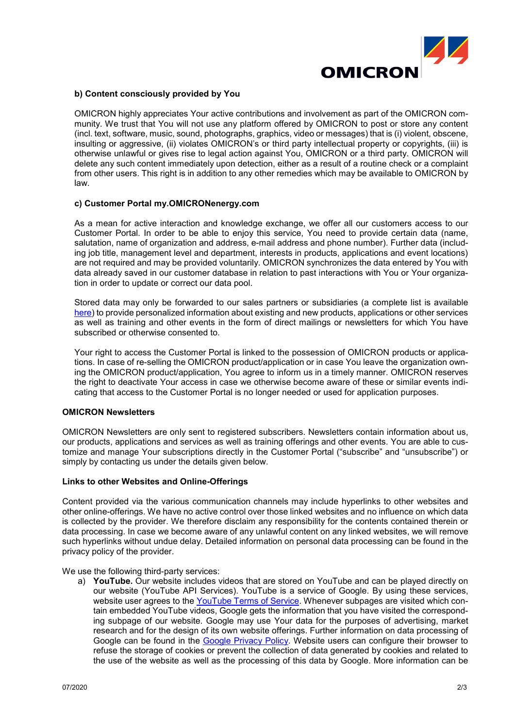#### b) Content consciously provided by You

OMICRON highly appreciates Your active contributions and involvement as part of the OMICRON community. We trust that You will not use any platform offered by OMICRON to post or store any content (incl. text, software, music, sound, photographs, graphics, video or messages) that is (i) violent, obscene, insulting or aggressive, (ii) violates OMICRON's or third party intellectual property or copyrights, (iii) is otherwise unlawful or gives rise to legal action against You, OMICRON or a third party. OMICRON will delete any such content immediately upon detection, either as a result of a routine check or a complaint from other users. This right is in addition to any other remedies which may be available to OMICRON by law.

#### c) Customer Portal my.OMICRONenergy.com

As a mean for active interaction and knowledge exchange, we offer all our customers access to our Customer Portal. In order to be able to enjoy this service, You need to provide certain data (name, salutation, name of organization and address, e-mail address and phone number). Further data (including job title, management level and department, interests in products, applications and event locations) are not required and may be provided voluntarily. OMICRON synchronizes the data entered by You with data already saved in our customer database in relation to past interactions with You or Your organization in order to update or correct our data pool.

Stored data may only be forwarded to our sales partners or subsidiaries (a complete list is available here) to provide personalized information about existing and new products, applications or other services as well as training and other events in the form of direct mailings or newsletters for which You have subscribed or otherwise consented to.

Your right to access the Customer Portal is linked to the possession of OMICRON products or applications. In case of re-selling the OMICRON product/application or in case You leave the organization owning the OMICRON product/application, You agree to inform us in a timely manner. OMICRON reserves the right to deactivate Your access in case we otherwise become aware of these or similar events indicating that access to the Customer Portal is no longer needed or used for application purposes.

### OMICRON Newsletters

OMICRON Newsletters are only sent to registered subscribers. Newsletters contain information about us, our products, applications and services as well as training offerings and other events. You are able to customize and manage Your subscriptions directly in the Customer Portal ("subscribe" and "unsubscribe") or simply by contacting us under the details given below.

### Links to other Websites and Online-Offerings

Content provided via the various communication channels may include hyperlinks to other websites and other online-offerings. We have no active control over those linked websites and no influence on which data is collected by the provider. We therefore disclaim any responsibility for the contents contained therein or data processing. In case we become aware of any unlawful content on any linked websites, we will remove such hyperlinks without undue delay. Detailed information on personal data processing can be found in the privacy policy of the provider.

We use the following third-party services:

a) **YouTube.** Our website includes videos that are stored on YouTube and can be played directly on our website (YouTube API Services). YouTube is a service of Google. By using these services, website user agrees to the YouTube Terms of Service. Whenever subpages are visited which contain embedded YouTube videos, Google gets the information that you have visited the corresponding subpage of our website. Google may use Your data for the purposes of advertising, market research and for the design of its own website offerings. Further information on data processing of Google can be found in the Google Privacy Policy. Website users can configure their browser to refuse the storage of cookies or prevent the collection of data generated by cookies and related to the use of the website as well as the processing of this data by Google. More information can be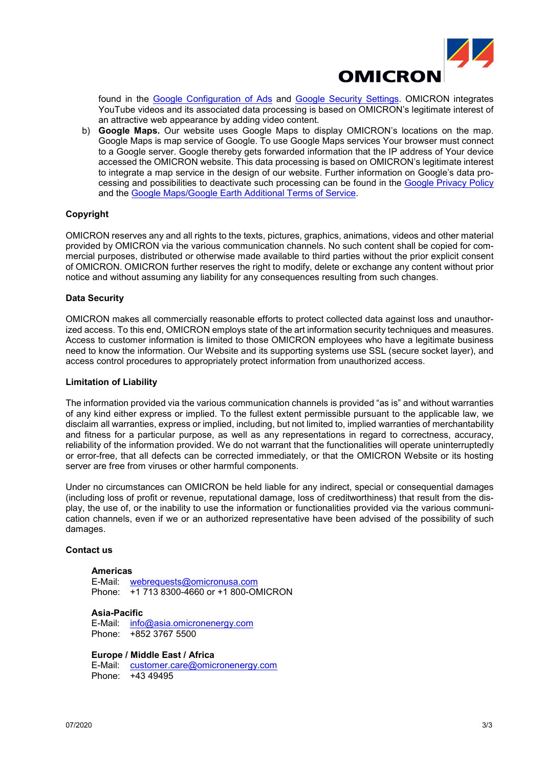found in the Google Configuration of Ads and Google Security Settings. OMICRON integrates YouTube videos and its associated data processing is based on OMICRON's legitimate interest of an attractive web appearance by adding video content.

b) **Google Maps.** Our website uses Google Maps to display OMICRON's locations on the map. Google Maps is map service of Google. To use Google Maps services Your browser must connect to a Google server. Google thereby gets forwarded information that the IP address of Your device accessed the OMICRON website. This data processing is based on OMICRON's legitimate interest to integrate a map service in the design of our website. Further information on Google's data processing and possibilities to deactivate such processing can be found in the Google Privacy Policy and the Google Maps/Google Earth Additional Terms of Service.

**Copyright**

OMICRON reserves any and all rights to the texts, pictures, graphics, animations, videos and other material provided by OMICRON via the various communication channels. No such content shall be copied for commercial purposes, distributed or otherwise made available to third parties without the prior explicit consent of OMICRON. OMICRON further reserves the right to modify, delete or exchange any content without prior notice and without assuming any liability for any consequences resulting from such changes.

**Data Security**

OMICRON makes all commercially reasonable efforts to protect collected data against loss and unauthorized access. To this end, OMICRON employs state of the art information security techniques and measures. Access to customer information is limited to those OMICRON employees who have a legitimate business need to know the information. Our Website and its supporting systems use SSL (secure socket layer), and access control procedures to appropriately protect information from unauthorized access.

**Limitation of Liability**

The information provided via the various communication channels is provided "as is" and without warranties of any kind either express or implied. To the fullest extent permissible pursuant to the applicable law, we disclaim all warranties, express or implied, including, but not limited to, implied warranties of merchantability and fitness for a particular purpose, as well as any representations in regard to correctness, accuracy, reliability of the information provided. We do not warrant that the functionalities will operate uninterruptedly or error-free, that all defects can be corrected immediately, or that the OMICRON Website or its hosting server are free from viruses or other harmful components.

Under no circumstances can OMICRON be held liable for any indirect, special or consequential damages (including loss of profit or revenue, reputational damage, loss of creditworthiness) that result from the display, the use of, or the inability to use the information or functionalities provided via the various communication channels, even if we or an authorized representative have been advised of the possibility of such damages.

**Contact us**

**Americas**
E-Mail: webrequests@omicronusa.com
Phone: +1 713 8300-4660 or +1 800-OMICRON

**Asia-Pacific**
E-Mail: info@asia.omicronenergy.com
Phone: +852 3767 5500

**Europe / Middle East / Africa**
E-Mail: customer.care@omicronenergy.com
Phone: +43 49495

07/2020